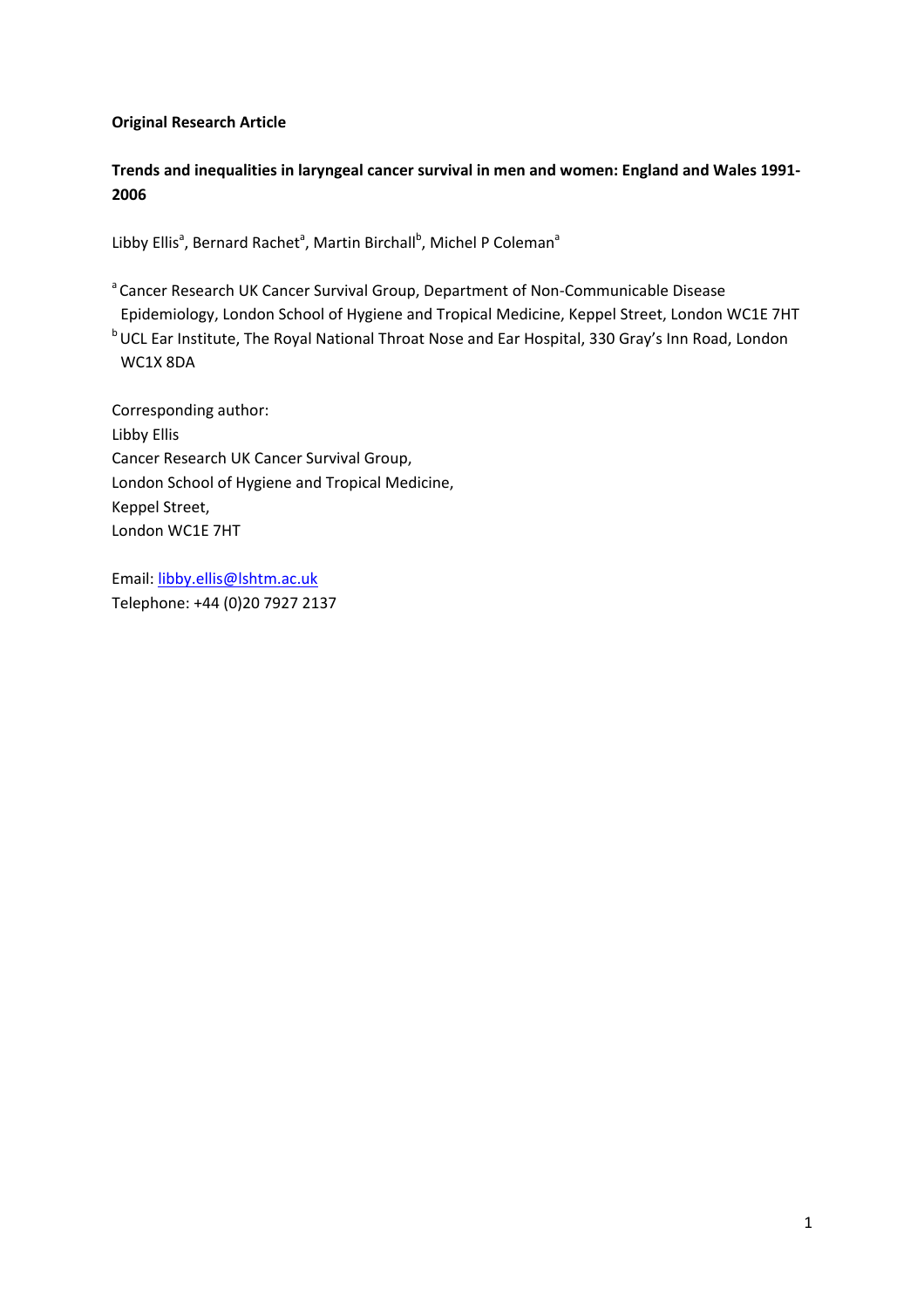**Original Research Article**

**Trends and inequalities in laryngeal cancer survival in men and women: England and Wales 1991-2006**

Libby Ellis[a], Bernard Rachet[a], Martin Birchall[b], Michel P Coleman[a]

[a] Cancer Research UK Cancer Survival Group, Department of Non-Communicable Disease Epidemiology, London School of Hygiene and Tropical Medicine, Keppel Street, London WC1E 7HT

[b] UCL Ear Institute, The Royal National Throat Nose and Ear Hospital, 330 Gray's Inn Road, London WC1X 8DA

Corresponding author:
Libby Ellis
Cancer Research UK Cancer Survival Group,
London School of Hygiene and Tropical Medicine,
Keppel Street,
London WC1E 7HT

Email: libby.ellis@lshtm.ac.uk
Telephone: +44 (0)20 7927 2137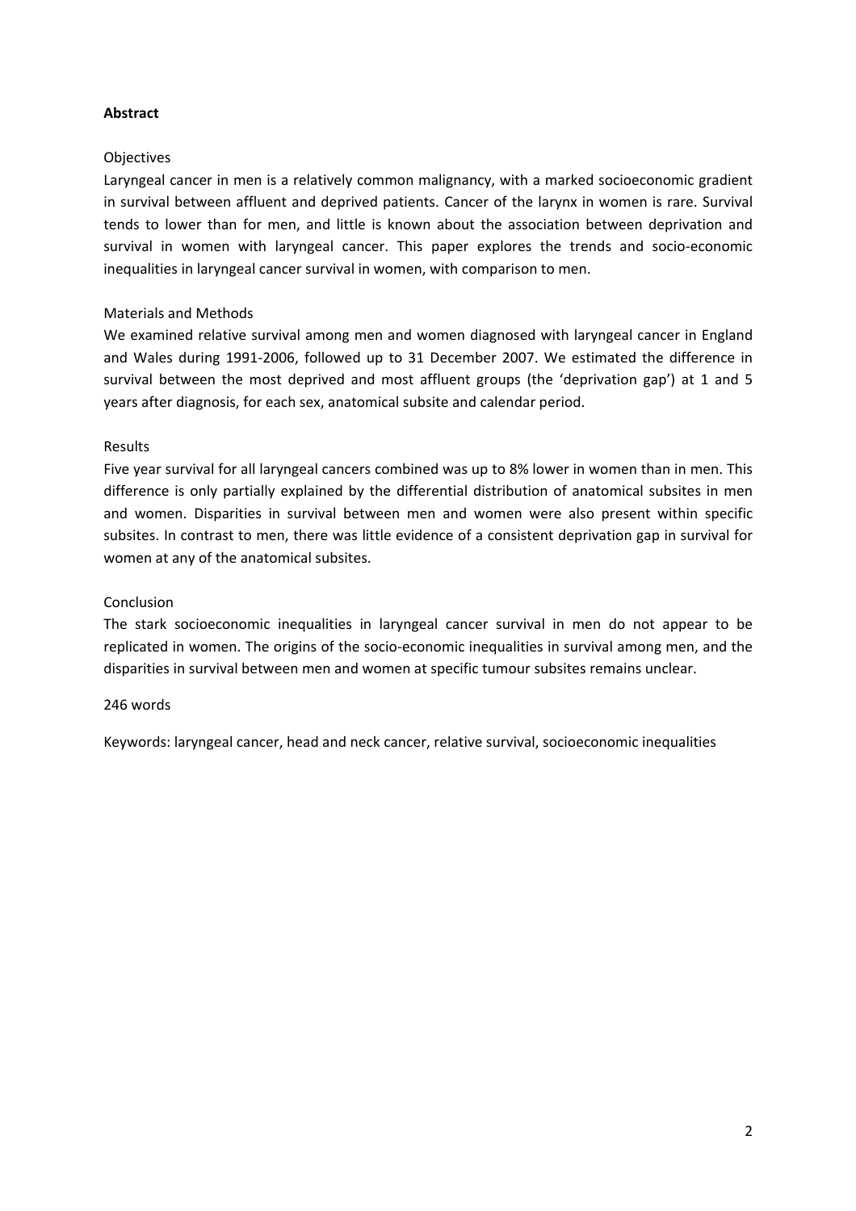**Abstract**

Objectives

Laryngeal cancer in men is a relatively common malignancy, with a marked socioeconomic gradient in survival between affluent and deprived patients. Cancer of the larynx in women is rare. Survival tends to lower than for men, and little is known about the association between deprivation and survival in women with laryngeal cancer. This paper explores the trends and socio-economic inequalities in laryngeal cancer survival in women, with comparison to men.

Materials and Methods

We examined relative survival among men and women diagnosed with laryngeal cancer in England and Wales during 1991-2006, followed up to 31 December 2007. We estimated the difference in survival between the most deprived and most affluent groups (the 'deprivation gap') at 1 and 5 years after diagnosis, for each sex, anatomical subsite and calendar period.

Results

Five year survival for all laryngeal cancers combined was up to 8% lower in women than in men. This difference is only partially explained by the differential distribution of anatomical subsites in men and women. Disparities in survival between men and women were also present within specific subsites. In contrast to men, there was little evidence of a consistent deprivation gap in survival for women at any of the anatomical subsites.

Conclusion

The stark socioeconomic inequalities in laryngeal cancer survival in men do not appear to be replicated in women. The origins of the socio-economic inequalities in survival among men, and the disparities in survival between men and women at specific tumour subsites remains unclear.

246 words

Keywords: laryngeal cancer, head and neck cancer, relative survival, socioeconomic inequalities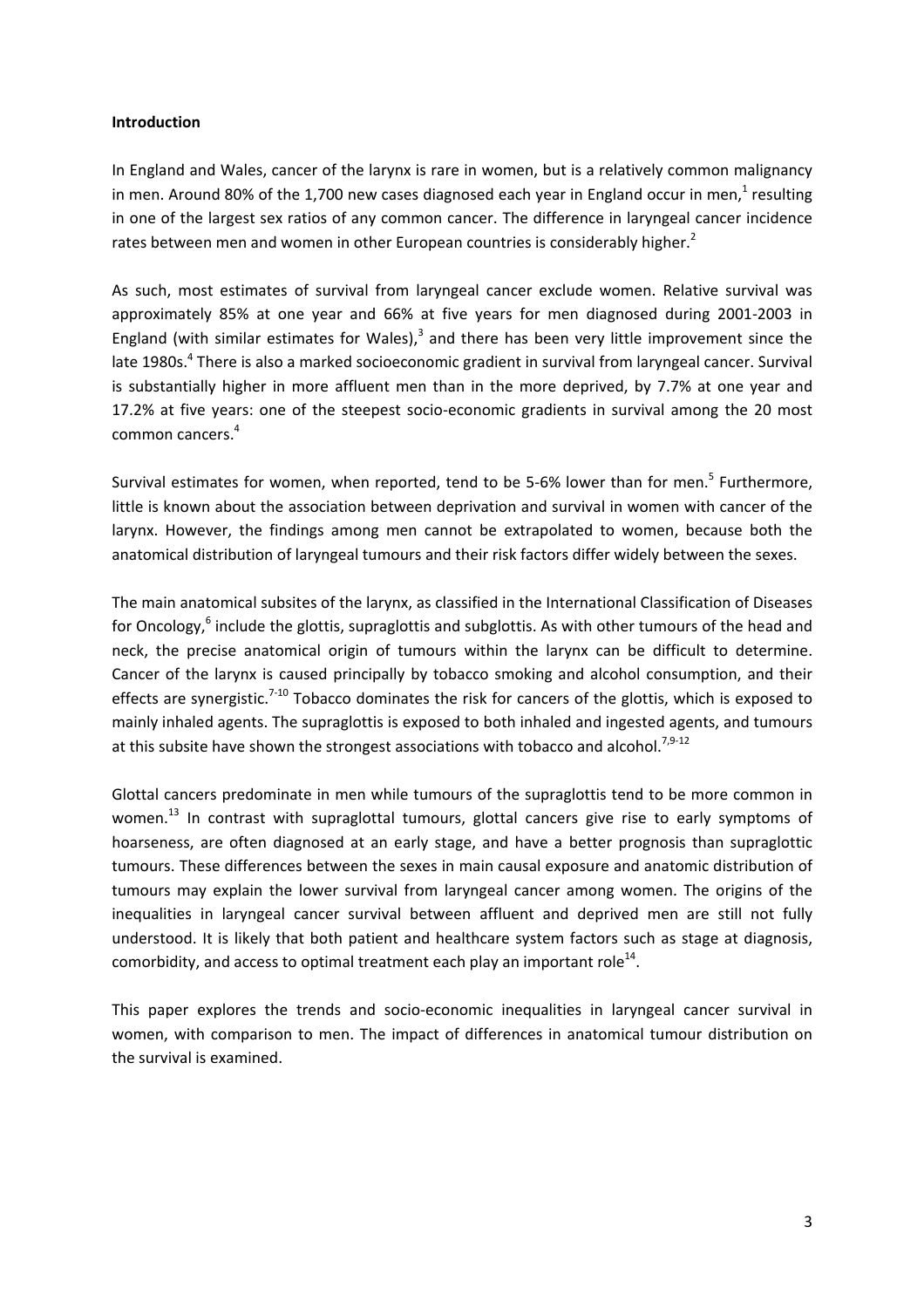**Introduction**

In England and Wales, cancer of the larynx is rare in women, but is a relatively common malignancy in men. Around 80% of the 1,700 new cases diagnosed each year in England occur in men,[1] resulting in one of the largest sex ratios of any common cancer. The difference in laryngeal cancer incidence rates between men and women in other European countries is considerably higher.[2]

As such, most estimates of survival from laryngeal cancer exclude women. Relative survival was approximately 85% at one year and 66% at five years for men diagnosed during 2001-2003 in England (with similar estimates for Wales),[3] and there has been very little improvement since the late 1980s.[4] There is also a marked socioeconomic gradient in survival from laryngeal cancer. Survival is substantially higher in more affluent men than in the more deprived, by 7.7% at one year and 17.2% at five years: one of the steepest socio-economic gradients in survival among the 20 most common cancers.[4]

Survival estimates for women, when reported, tend to be 5-6% lower than for men.[5] Furthermore, little is known about the association between deprivation and survival in women with cancer of the larynx. However, the findings among men cannot be extrapolated to women, because both the anatomical distribution of laryngeal tumours and their risk factors differ widely between the sexes.

The main anatomical subsites of the larynx, as classified in the International Classification of Diseases for Oncology,[6] include the glottis, supraglottis and subglottis. As with other tumours of the head and neck, the precise anatomical origin of tumours within the larynx can be difficult to determine. Cancer of the larynx is caused principally by tobacco smoking and alcohol consumption, and their effects are synergistic.[7-10] Tobacco dominates the risk for cancers of the glottis, which is exposed to mainly inhaled agents. The supraglottis is exposed to both inhaled and ingested agents, and tumours at this subsite have shown the strongest associations with tobacco and alcohol.[7,9-12]

Glottal cancers predominate in men while tumours of the supraglottis tend to be more common in women.[13] In contrast with supraglottal tumours, glottal cancers give rise to early symptoms of hoarseness, are often diagnosed at an early stage, and have a better prognosis than supraglottic tumours. These differences between the sexes in main causal exposure and anatomic distribution of tumours may explain the lower survival from laryngeal cancer among women. The origins of the inequalities in laryngeal cancer survival between affluent and deprived men are still not fully understood. It is likely that both patient and healthcare system factors such as stage at diagnosis, comorbidity, and access to optimal treatment each play an important role[14].

This paper explores the trends and socio-economic inequalities in laryngeal cancer survival in women, with comparison to men. The impact of differences in anatomical tumour distribution on the survival is examined.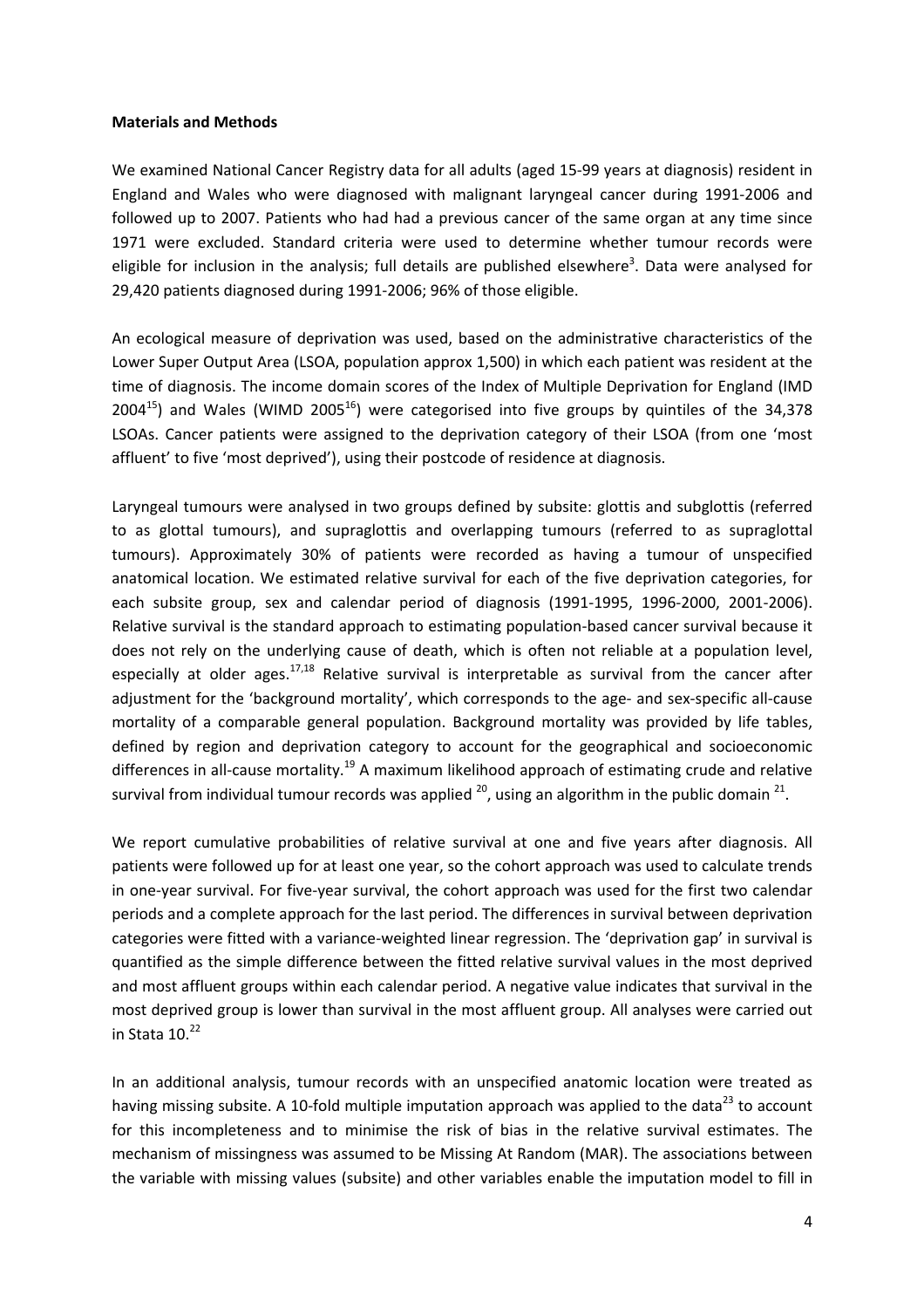**Materials and Methods**

We examined National Cancer Registry data for all adults (aged 15-99 years at diagnosis) resident in England and Wales who were diagnosed with malignant laryngeal cancer during 1991-2006 and followed up to 2007. Patients who had had a previous cancer of the same organ at any time since 1971 were excluded. Standard criteria were used to determine whether tumour records were eligible for inclusion in the analysis; full details are published elsewhere[3]. Data were analysed for 29,420 patients diagnosed during 1991-2006; 96% of those eligible.

An ecological measure of deprivation was used, based on the administrative characteristics of the Lower Super Output Area (LSOA, population approx 1,500) in which each patient was resident at the time of diagnosis. The income domain scores of the Index of Multiple Deprivation for England (IMD 2004[15]) and Wales (WIMD 2005[16]) were categorised into five groups by quintiles of the 34,378 LSOAs. Cancer patients were assigned to the deprivation category of their LSOA (from one 'most affluent' to five 'most deprived'), using their postcode of residence at diagnosis.

Laryngeal tumours were analysed in two groups defined by subsite: glottis and subglottis (referred to as glottal tumours), and supraglottis and overlapping tumours (referred to as supraglottal tumours). Approximately 30% of patients were recorded as having a tumour of unspecified anatomical location. We estimated relative survival for each of the five deprivation categories, for each subsite group, sex and calendar period of diagnosis (1991-1995, 1996-2000, 2001-2006). Relative survival is the standard approach to estimating population-based cancer survival because it does not rely on the underlying cause of death, which is often not reliable at a population level, especially at older ages.[17,18] Relative survival is interpretable as survival from the cancer after adjustment for the 'background mortality', which corresponds to the age- and sex-specific all-cause mortality of a comparable general population. Background mortality was provided by life tables, defined by region and deprivation category to account for the geographical and socioeconomic differences in all-cause mortality.[19] A maximum likelihood approach of estimating crude and relative survival from individual tumour records was applied [20], using an algorithm in the public domain [21].

We report cumulative probabilities of relative survival at one and five years after diagnosis. All patients were followed up for at least one year, so the cohort approach was used to calculate trends in one-year survival. For five-year survival, the cohort approach was used for the first two calendar periods and a complete approach for the last period. The differences in survival between deprivation categories were fitted with a variance-weighted linear regression. The 'deprivation gap' in survival is quantified as the simple difference between the fitted relative survival values in the most deprived and most affluent groups within each calendar period. A negative value indicates that survival in the most deprived group is lower than survival in the most affluent group. All analyses were carried out in Stata 10.[22]

In an additional analysis, tumour records with an unspecified anatomic location were treated as having missing subsite. A 10-fold multiple imputation approach was applied to the data[23] to account for this incompleteness and to minimise the risk of bias in the relative survival estimates. The mechanism of missingness was assumed to be Missing At Random (MAR). The associations between the variable with missing values (subsite) and other variables enable the imputation model to fill in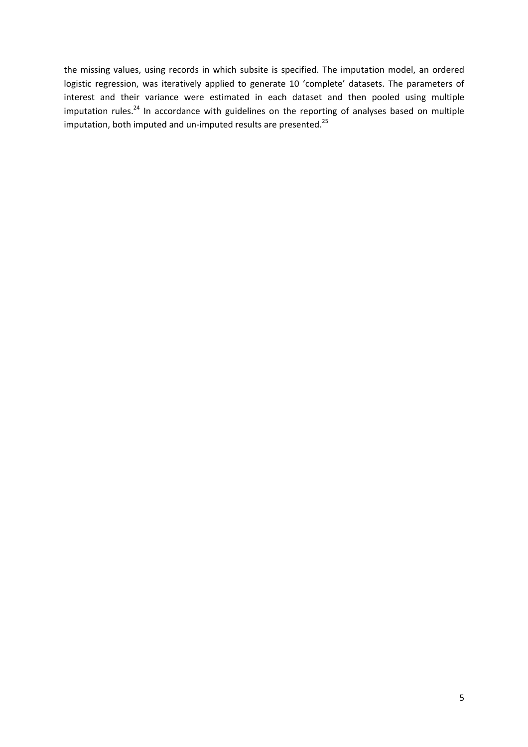the missing values, using records in which subsite is specified. The imputation model, an ordered logistic regression, was iteratively applied to generate 10 'complete' datasets. The parameters of interest and their variance were estimated in each dataset and then pooled using multiple imputation rules.[24] In accordance with guidelines on the reporting of analyses based on multiple imputation, both imputed and un-imputed results are presented.[25]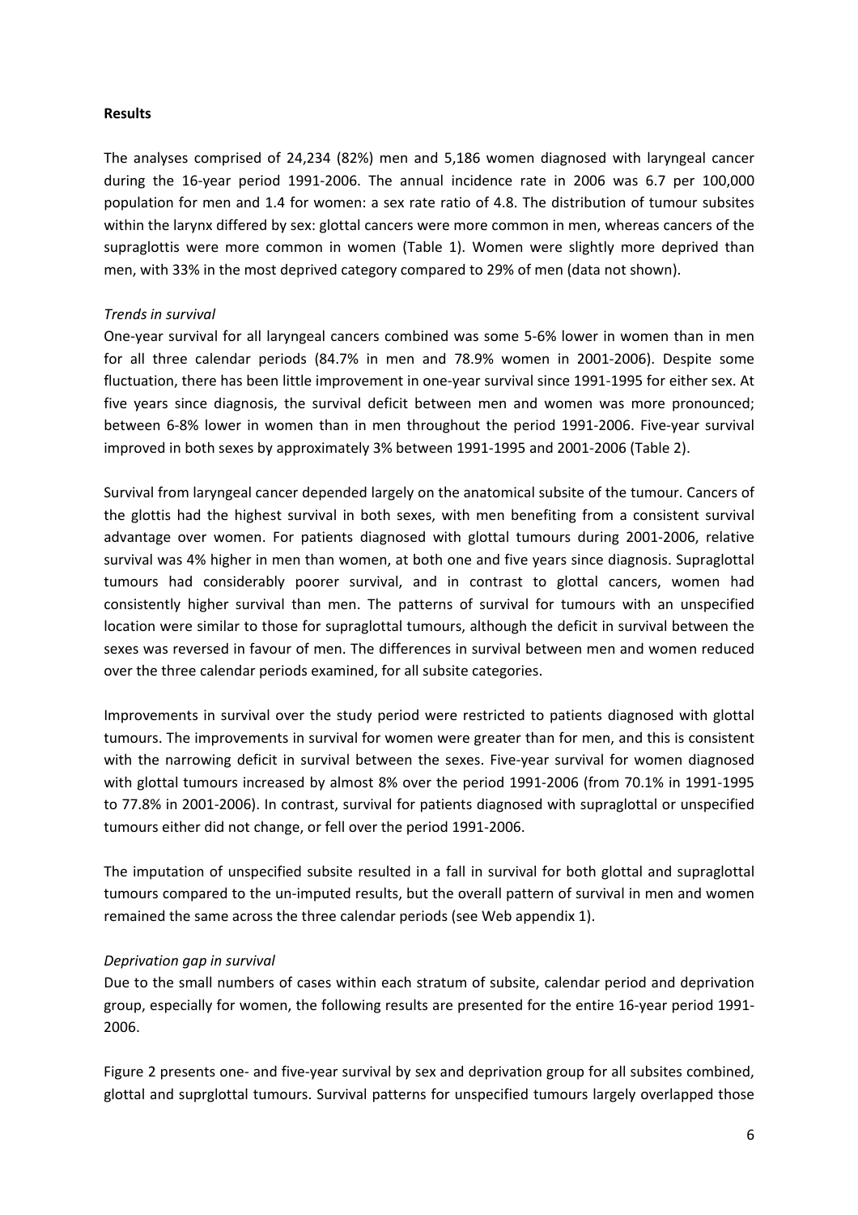**Results**

The analyses comprised of 24,234 (82%) men and 5,186 women diagnosed with laryngeal cancer during the 16-year period 1991-2006. The annual incidence rate in 2006 was 6.7 per 100,000 population for men and 1.4 for women: a sex rate ratio of 4.8. The distribution of tumour subsites within the larynx differed by sex: glottal cancers were more common in men, whereas cancers of the supraglottis were more common in women (Table 1). Women were slightly more deprived than men, with 33% in the most deprived category compared to 29% of men (data not shown).

*Trends in survival*

One-year survival for all laryngeal cancers combined was some 5-6% lower in women than in men for all three calendar periods (84.7% in men and 78.9% women in 2001-2006). Despite some fluctuation, there has been little improvement in one-year survival since 1991-1995 for either sex. At five years since diagnosis, the survival deficit between men and women was more pronounced; between 6-8% lower in women than in men throughout the period 1991-2006. Five-year survival improved in both sexes by approximately 3% between 1991-1995 and 2001-2006 (Table 2).

Survival from laryngeal cancer depended largely on the anatomical subsite of the tumour. Cancers of the glottis had the highest survival in both sexes, with men benefiting from a consistent survival advantage over women. For patients diagnosed with glottal tumours during 2001-2006, relative survival was 4% higher in men than women, at both one and five years since diagnosis. Supraglottal tumours had considerably poorer survival, and in contrast to glottal cancers, women had consistently higher survival than men. The patterns of survival for tumours with an unspecified location were similar to those for supraglottal tumours, although the deficit in survival between the sexes was reversed in favour of men. The differences in survival between men and women reduced over the three calendar periods examined, for all subsite categories.

Improvements in survival over the study period were restricted to patients diagnosed with glottal tumours. The improvements in survival for women were greater than for men, and this is consistent with the narrowing deficit in survival between the sexes. Five-year survival for women diagnosed with glottal tumours increased by almost 8% over the period 1991-2006 (from 70.1% in 1991-1995 to 77.8% in 2001-2006). In contrast, survival for patients diagnosed with supraglottal or unspecified tumours either did not change, or fell over the period 1991-2006.

The imputation of unspecified subsite resulted in a fall in survival for both glottal and supraglottal tumours compared to the un-imputed results, but the overall pattern of survival in men and women remained the same across the three calendar periods (see Web appendix 1).

*Deprivation gap in survival*

Due to the small numbers of cases within each stratum of subsite, calendar period and deprivation group, especially for women, the following results are presented for the entire 16-year period 1991-2006.

Figure 2 presents one- and five-year survival by sex and deprivation group for all subsites combined, glottal and suprglottal tumours. Survival patterns for unspecified tumours largely overlapped those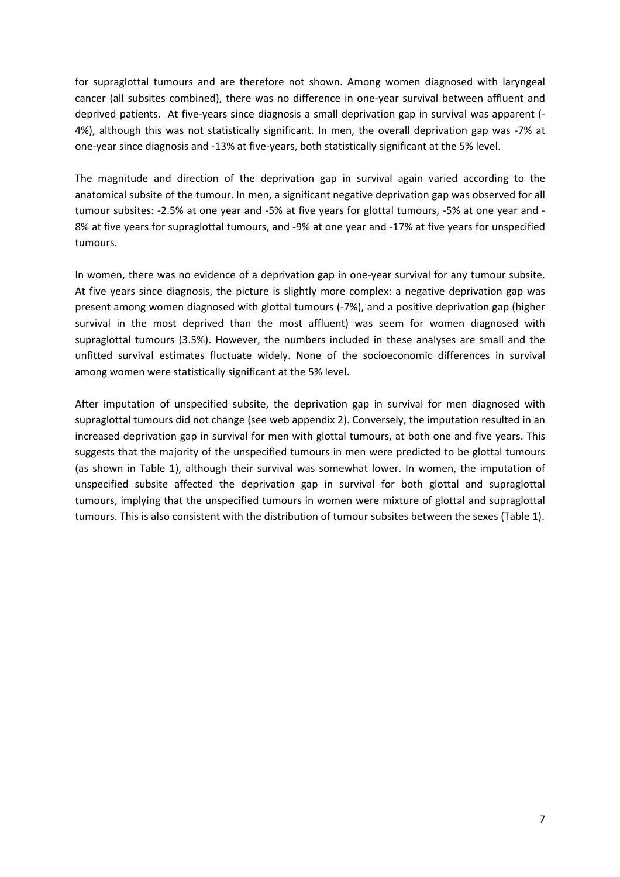for supraglottal tumours and are therefore not shown. Among women diagnosed with laryngeal cancer (all subsites combined), there was no difference in one-year survival between affluent and deprived patients. At five-years since diagnosis a small deprivation gap in survival was apparent (-4%), although this was not statistically significant. In men, the overall deprivation gap was -7% at one-year since diagnosis and -13% at five-years, both statistically significant at the 5% level.

The magnitude and direction of the deprivation gap in survival again varied according to the anatomical subsite of the tumour. In men, a significant negative deprivation gap was observed for all tumour subsites: -2.5% at one year and -5% at five years for glottal tumours, -5% at one year and -8% at five years for supraglottal tumours, and -9% at one year and -17% at five years for unspecified tumours.

In women, there was no evidence of a deprivation gap in one-year survival for any tumour subsite. At five years since diagnosis, the picture is slightly more complex: a negative deprivation gap was present among women diagnosed with glottal tumours (-7%), and a positive deprivation gap (higher survival in the most deprived than the most affluent) was seem for women diagnosed with supraglottal tumours (3.5%). However, the numbers included in these analyses are small and the unfitted survival estimates fluctuate widely. None of the socioeconomic differences in survival among women were statistically significant at the 5% level.

After imputation of unspecified subsite, the deprivation gap in survival for men diagnosed with supraglottal tumours did not change (see web appendix 2). Conversely, the imputation resulted in an increased deprivation gap in survival for men with glottal tumours, at both one and five years. This suggests that the majority of the unspecified tumours in men were predicted to be glottal tumours (as shown in Table 1), although their survival was somewhat lower. In women, the imputation of unspecified subsite affected the deprivation gap in survival for both glottal and supraglottal tumours, implying that the unspecified tumours in women were mixture of glottal and supraglottal tumours. This is also consistent with the distribution of tumour subsites between the sexes (Table 1).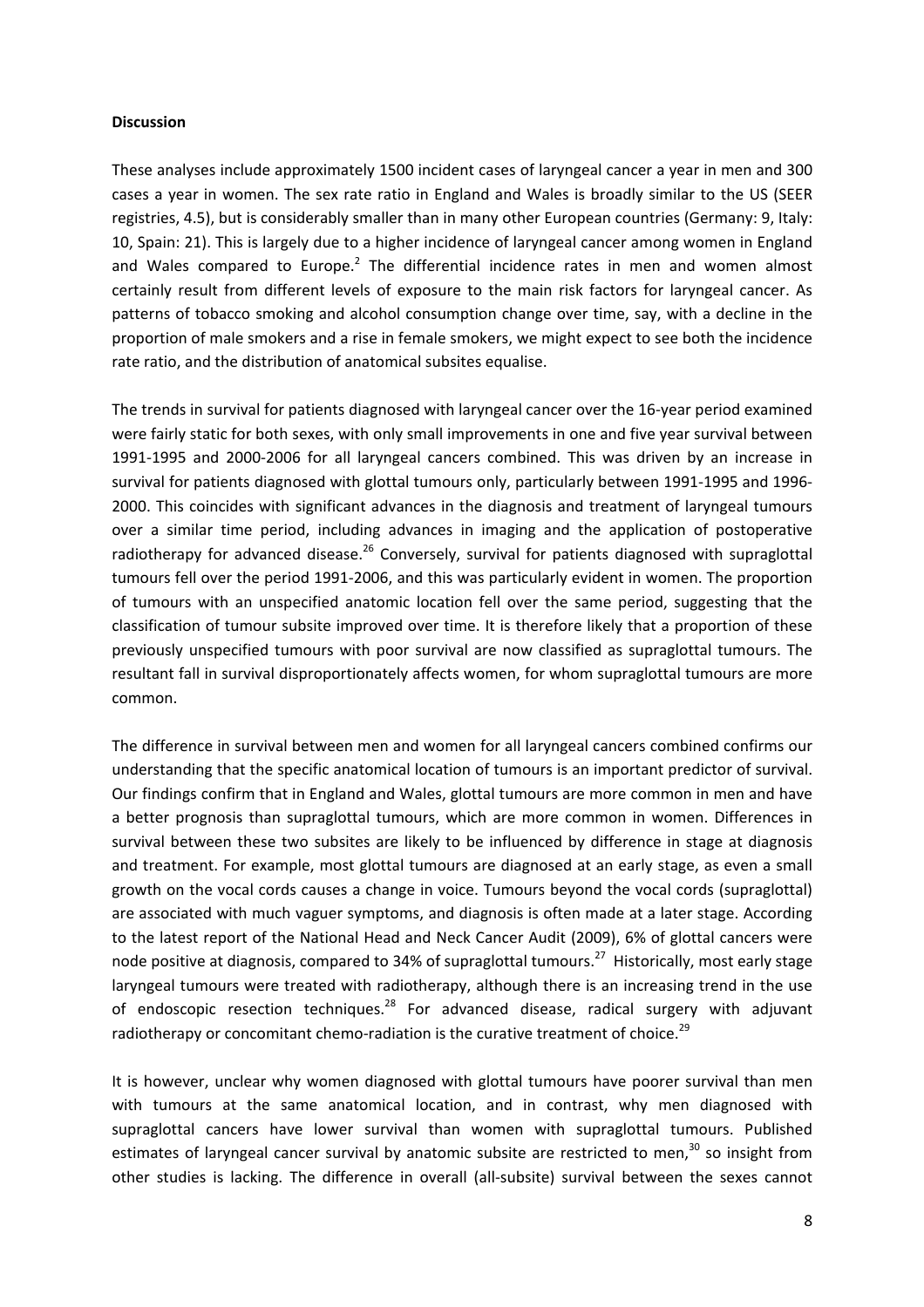**Discussion**

These analyses include approximately 1500 incident cases of laryngeal cancer a year in men and 300 cases a year in women. The sex rate ratio in England and Wales is broadly similar to the US (SEER registries, 4.5), but is considerably smaller than in many other European countries (Germany: 9, Italy: 10, Spain: 21). This is largely due to a higher incidence of laryngeal cancer among women in England and Wales compared to Europe.[2] The differential incidence rates in men and women almost certainly result from different levels of exposure to the main risk factors for laryngeal cancer. As patterns of tobacco smoking and alcohol consumption change over time, say, with a decline in the proportion of male smokers and a rise in female smokers, we might expect to see both the incidence rate ratio, and the distribution of anatomical subsites equalise.

The trends in survival for patients diagnosed with laryngeal cancer over the 16-year period examined were fairly static for both sexes, with only small improvements in one and five year survival between 1991-1995 and 2000-2006 for all laryngeal cancers combined. This was driven by an increase in survival for patients diagnosed with glottal tumours only, particularly between 1991-1995 and 1996-2000. This coincides with significant advances in the diagnosis and treatment of laryngeal tumours over a similar time period, including advances in imaging and the application of postoperative radiotherapy for advanced disease.[26] Conversely, survival for patients diagnosed with supraglottal tumours fell over the period 1991-2006, and this was particularly evident in women. The proportion of tumours with an unspecified anatomic location fell over the same period, suggesting that the classification of tumour subsite improved over time. It is therefore likely that a proportion of these previously unspecified tumours with poor survival are now classified as supraglottal tumours. The resultant fall in survival disproportionately affects women, for whom supraglottal tumours are more common.

The difference in survival between men and women for all laryngeal cancers combined confirms our understanding that the specific anatomical location of tumours is an important predictor of survival. Our findings confirm that in England and Wales, glottal tumours are more common in men and have a better prognosis than supraglottal tumours, which are more common in women. Differences in survival between these two subsites are likely to be influenced by difference in stage at diagnosis and treatment. For example, most glottal tumours are diagnosed at an early stage, as even a small growth on the vocal cords causes a change in voice. Tumours beyond the vocal cords (supraglottal) are associated with much vaguer symptoms, and diagnosis is often made at a later stage. According to the latest report of the National Head and Neck Cancer Audit (2009), 6% of glottal cancers were node positive at diagnosis, compared to 34% of supraglottal tumours.[27] Historically, most early stage laryngeal tumours were treated with radiotherapy, although there is an increasing trend in the use of endoscopic resection techniques.[28] For advanced disease, radical surgery with adjuvant radiotherapy or concomitant chemo-radiation is the curative treatment of choice.[29]

It is however, unclear why women diagnosed with glottal tumours have poorer survival than men with tumours at the same anatomical location, and in contrast, why men diagnosed with supraglottal cancers have lower survival than women with supraglottal tumours. Published estimates of laryngeal cancer survival by anatomic subsite are restricted to men,[30] so insight from other studies is lacking. The difference in overall (all-subsite) survival between the sexes cannot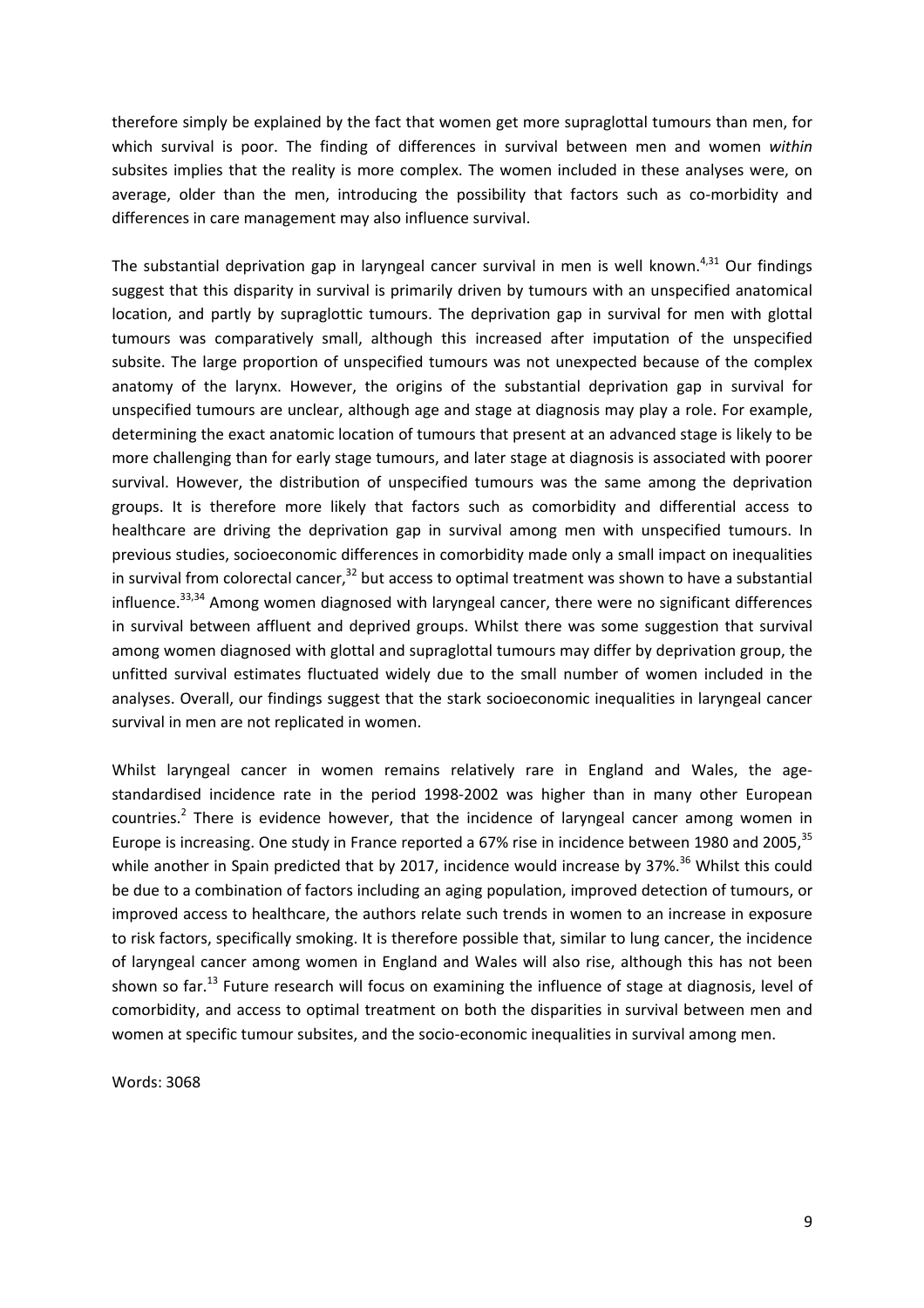therefore simply be explained by the fact that women get more supraglottal tumours than men, for which survival is poor. The finding of differences in survival between men and women *within* subsites implies that the reality is more complex. The women included in these analyses were, on average, older than the men, introducing the possibility that factors such as co-morbidity and differences in care management may also influence survival.

The substantial deprivation gap in laryngeal cancer survival in men is well known.[4,31] Our findings suggest that this disparity in survival is primarily driven by tumours with an unspecified anatomical location, and partly by supraglottic tumours. The deprivation gap in survival for men with glottal tumours was comparatively small, although this increased after imputation of the unspecified subsite. The large proportion of unspecified tumours was not unexpected because of the complex anatomy of the larynx. However, the origins of the substantial deprivation gap in survival for unspecified tumours are unclear, although age and stage at diagnosis may play a role. For example, determining the exact anatomic location of tumours that present at an advanced stage is likely to be more challenging than for early stage tumours, and later stage at diagnosis is associated with poorer survival. However, the distribution of unspecified tumours was the same among the deprivation groups. It is therefore more likely that factors such as comorbidity and differential access to healthcare are driving the deprivation gap in survival among men with unspecified tumours. In previous studies, socioeconomic differences in comorbidity made only a small impact on inequalities in survival from colorectal cancer,[32] but access to optimal treatment was shown to have a substantial influence.[33,34] Among women diagnosed with laryngeal cancer, there were no significant differences in survival between affluent and deprived groups. Whilst there was some suggestion that survival among women diagnosed with glottal and supraglottal tumours may differ by deprivation group, the unfitted survival estimates fluctuated widely due to the small number of women included in the analyses. Overall, our findings suggest that the stark socioeconomic inequalities in laryngeal cancer survival in men are not replicated in women.

Whilst laryngeal cancer in women remains relatively rare in England and Wales, the age-standardised incidence rate in the period 1998-2002 was higher than in many other European countries.[2] There is evidence however, that the incidence of laryngeal cancer among women in Europe is increasing. One study in France reported a 67% rise in incidence between 1980 and 2005,[35] while another in Spain predicted that by 2017, incidence would increase by 37%.[36] Whilst this could be due to a combination of factors including an aging population, improved detection of tumours, or improved access to healthcare, the authors relate such trends in women to an increase in exposure to risk factors, specifically smoking. It is therefore possible that, similar to lung cancer, the incidence of laryngeal cancer among women in England and Wales will also rise, although this has not been shown so far.[13] Future research will focus on examining the influence of stage at diagnosis, level of comorbidity, and access to optimal treatment on both the disparities in survival between men and women at specific tumour subsites, and the socio-economic inequalities in survival among men.

Words: 3068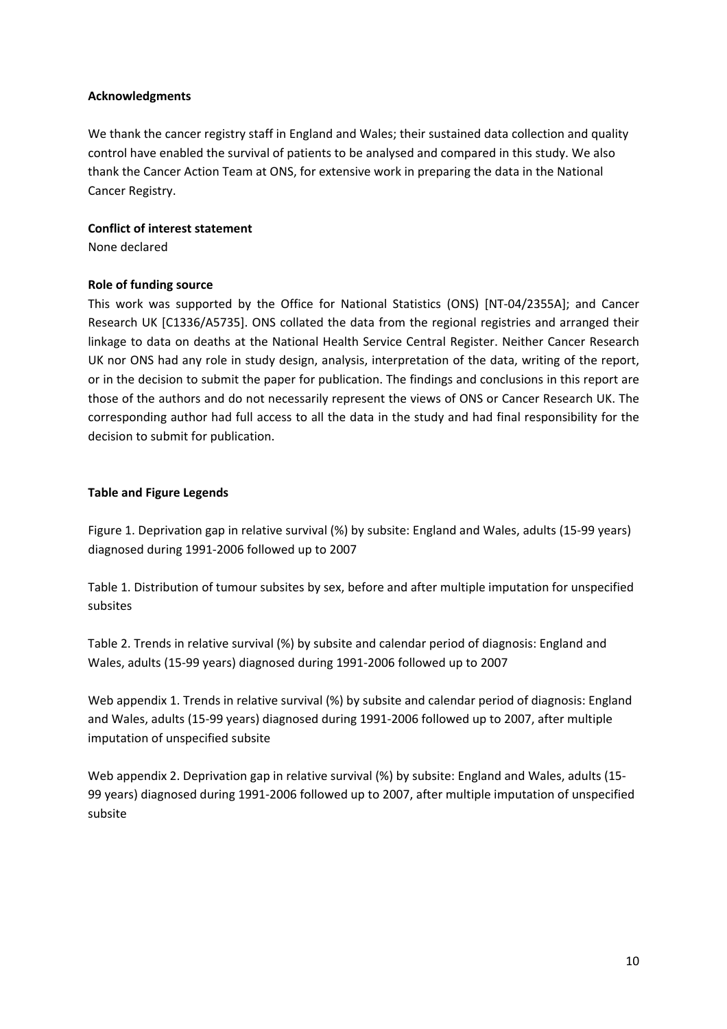**Acknowledgments**

We thank the cancer registry staff in England and Wales; their sustained data collection and quality control have enabled the survival of patients to be analysed and compared in this study. We also thank the Cancer Action Team at ONS, for extensive work in preparing the data in the National Cancer Registry.

**Conflict of interest statement**

None declared

**Role of funding source**

This work was supported by the Office for National Statistics (ONS) [NT-04/2355A]; and Cancer Research UK [C1336/A5735]. ONS collated the data from the regional registries and arranged their linkage to data on deaths at the National Health Service Central Register. Neither Cancer Research UK nor ONS had any role in study design, analysis, interpretation of the data, writing of the report, or in the decision to submit the paper for publication. The findings and conclusions in this report are those of the authors and do not necessarily represent the views of ONS or Cancer Research UK. The corresponding author had full access to all the data in the study and had final responsibility for the decision to submit for publication.

**Table and Figure Legends**

Figure 1. Deprivation gap in relative survival (%) by subsite: England and Wales, adults (15-99 years) diagnosed during 1991-2006 followed up to 2007

Table 1. Distribution of tumour subsites by sex, before and after multiple imputation for unspecified subsites

Table 2. Trends in relative survival (%) by subsite and calendar period of diagnosis: England and Wales, adults (15-99 years) diagnosed during 1991-2006 followed up to 2007

Web appendix 1. Trends in relative survival (%) by subsite and calendar period of diagnosis: England and Wales, adults (15-99 years) diagnosed during 1991-2006 followed up to 2007, after multiple imputation of unspecified subsite

Web appendix 2. Deprivation gap in relative survival (%) by subsite: England and Wales, adults (15-99 years) diagnosed during 1991-2006 followed up to 2007, after multiple imputation of unspecified subsite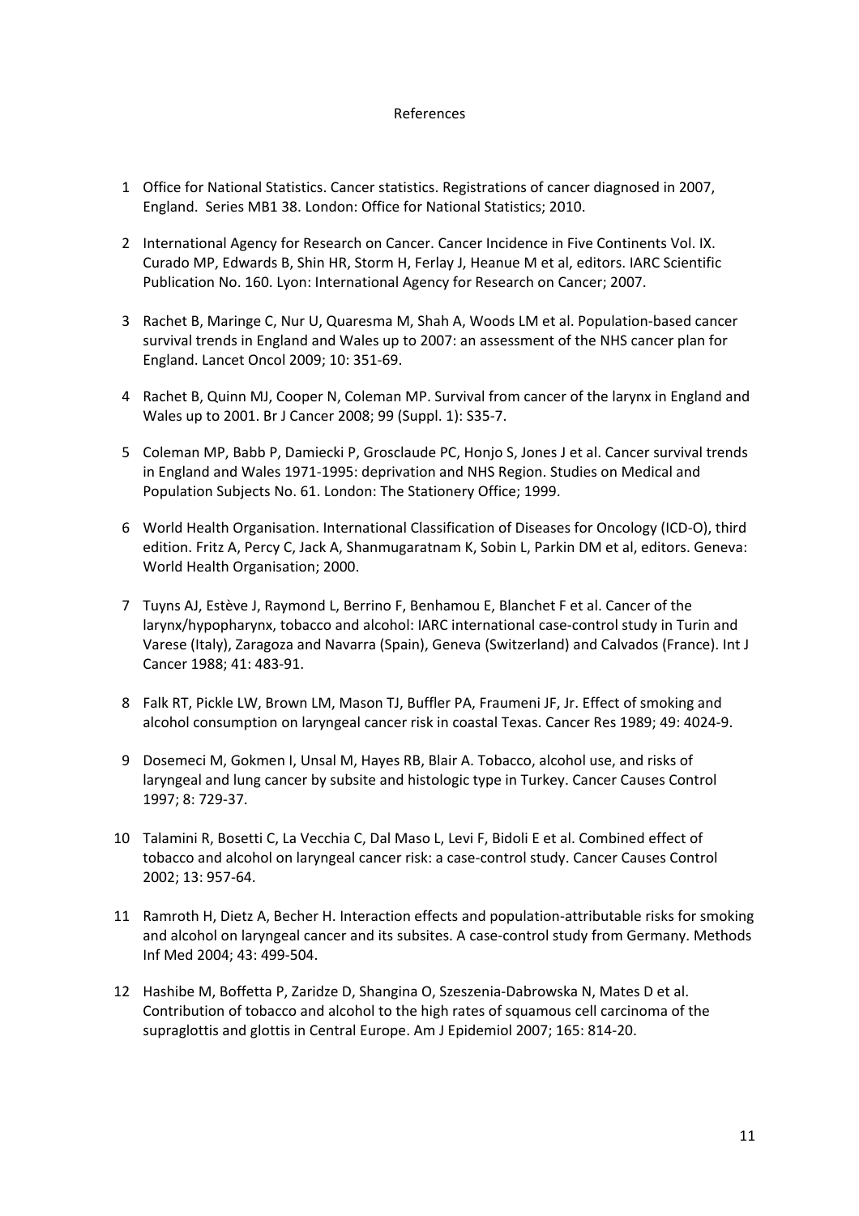# References

1. Office for National Statistics. Cancer statistics. Registrations of cancer diagnosed in 2007, England. Series MB1 38. London: Office for National Statistics; 2010.

2. International Agency for Research on Cancer. Cancer Incidence in Five Continents Vol. IX. Curado MP, Edwards B, Shin HR, Storm H, Ferlay J, Heanue M et al, editors. IARC Scientific Publication No. 160. Lyon: International Agency for Research on Cancer; 2007.

3. Rachet B, Maringe C, Nur U, Quaresma M, Shah A, Woods LM et al. Population-based cancer survival trends in England and Wales up to 2007: an assessment of the NHS cancer plan for England. Lancet Oncol 2009; 10: 351-69.

4. Rachet B, Quinn MJ, Cooper N, Coleman MP. Survival from cancer of the larynx in England and Wales up to 2001. Br J Cancer 2008; 99 (Suppl. 1): S35-7.

5. Coleman MP, Babb P, Damiecki P, Grosclaude PC, Honjo S, Jones J et al. Cancer survival trends in England and Wales 1971-1995: deprivation and NHS Region. Studies on Medical and Population Subjects No. 61. London: The Stationery Office; 1999.

6. World Health Organisation. International Classification of Diseases for Oncology (ICD-O), third edition. Fritz A, Percy C, Jack A, Shanmugaratnam K, Sobin L, Parkin DM et al, editors. Geneva: World Health Organisation; 2000.

7. Tuyns AJ, Estève J, Raymond L, Berrino F, Benhamou E, Blanchet F et al. Cancer of the larynx/hypopharynx, tobacco and alcohol: IARC international case-control study in Turin and Varese (Italy), Zaragoza and Navarra (Spain), Geneva (Switzerland) and Calvados (France). Int J Cancer 1988; 41: 483-91.

8. Falk RT, Pickle LW, Brown LM, Mason TJ, Buffler PA, Fraumeni JF, Jr. Effect of smoking and alcohol consumption on laryngeal cancer risk in coastal Texas. Cancer Res 1989; 49: 4024-9.

9. Dosemeci M, Gokmen I, Unsal M, Hayes RB, Blair A. Tobacco, alcohol use, and risks of laryngeal and lung cancer by subsite and histologic type in Turkey. Cancer Causes Control 1997; 8: 729-37.

10. Talamini R, Bosetti C, La Vecchia C, Dal Maso L, Levi F, Bidoli E et al. Combined effect of tobacco and alcohol on laryngeal cancer risk: a case-control study. Cancer Causes Control 2002; 13: 957-64.

11. Ramroth H, Dietz A, Becher H. Interaction effects and population-attributable risks for smoking and alcohol on laryngeal cancer and its subsites. A case-control study from Germany. Methods Inf Med 2004; 43: 499-504.

12. Hashibe M, Boffetta P, Zaridze D, Shangina O, Szeszenia-Dabrowska N, Mates D et al. Contribution of tobacco and alcohol to the high rates of squamous cell carcinoma of the supraglottis and glottis in Central Europe. Am J Epidemiol 2007; 165: 814-20.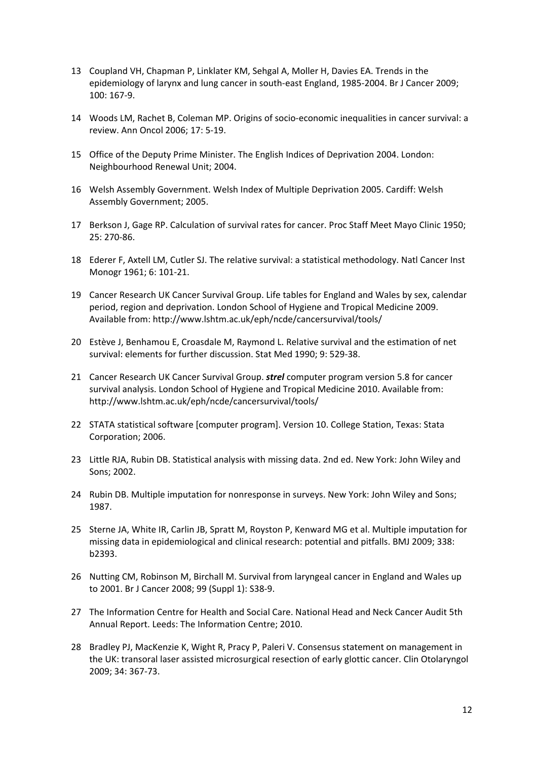13 Coupland VH, Chapman P, Linklater KM, Sehgal A, Moller H, Davies EA. Trends in the epidemiology of larynx and lung cancer in south-east England, 1985-2004. Br J Cancer 2009; 100: 167-9.

14 Woods LM, Rachet B, Coleman MP. Origins of socio-economic inequalities in cancer survival: a review. Ann Oncol 2006; 17: 5-19.

15 Office of the Deputy Prime Minister. The English Indices of Deprivation 2004. London: Neighbourhood Renewal Unit; 2004.

16 Welsh Assembly Government. Welsh Index of Multiple Deprivation 2005. Cardiff: Welsh Assembly Government; 2005.

17 Berkson J, Gage RP. Calculation of survival rates for cancer. Proc Staff Meet Mayo Clinic 1950; 25: 270-86.

18 Ederer F, Axtell LM, Cutler SJ. The relative survival: a statistical methodology. Natl Cancer Inst Monogr 1961; 6: 101-21.

19 Cancer Research UK Cancer Survival Group. Life tables for England and Wales by sex, calendar period, region and deprivation. London School of Hygiene and Tropical Medicine 2009. Available from: http://www.lshtm.ac.uk/eph/ncde/cancersurvival/tools/

20 Estève J, Benhamou E, Croasdale M, Raymond L. Relative survival and the estimation of net survival: elements for further discussion. Stat Med 1990; 9: 529-38.

21 Cancer Research UK Cancer Survival Group. ***strel*** computer program version 5.8 for cancer survival analysis. London School of Hygiene and Tropical Medicine 2010. Available from: http://www.lshtm.ac.uk/eph/ncde/cancersurvival/tools/

22 STATA statistical software [computer program]. Version 10. College Station, Texas: Stata Corporation; 2006.

23 Little RJA, Rubin DB. Statistical analysis with missing data. 2nd ed. New York: John Wiley and Sons; 2002.

24 Rubin DB. Multiple imputation for nonresponse in surveys. New York: John Wiley and Sons; 1987.

25 Sterne JA, White IR, Carlin JB, Spratt M, Royston P, Kenward MG et al. Multiple imputation for missing data in epidemiological and clinical research: potential and pitfalls. BMJ 2009; 338: b2393.

26 Nutting CM, Robinson M, Birchall M. Survival from laryngeal cancer in England and Wales up to 2001. Br J Cancer 2008; 99 (Suppl 1): S38-9.

27 The Information Centre for Health and Social Care. National Head and Neck Cancer Audit 5th Annual Report. Leeds: The Information Centre; 2010.

28 Bradley PJ, MacKenzie K, Wight R, Pracy P, Paleri V. Consensus statement on management in the UK: transoral laser assisted microsurgical resection of early glottic cancer. Clin Otolaryngol 2009; 34: 367-73.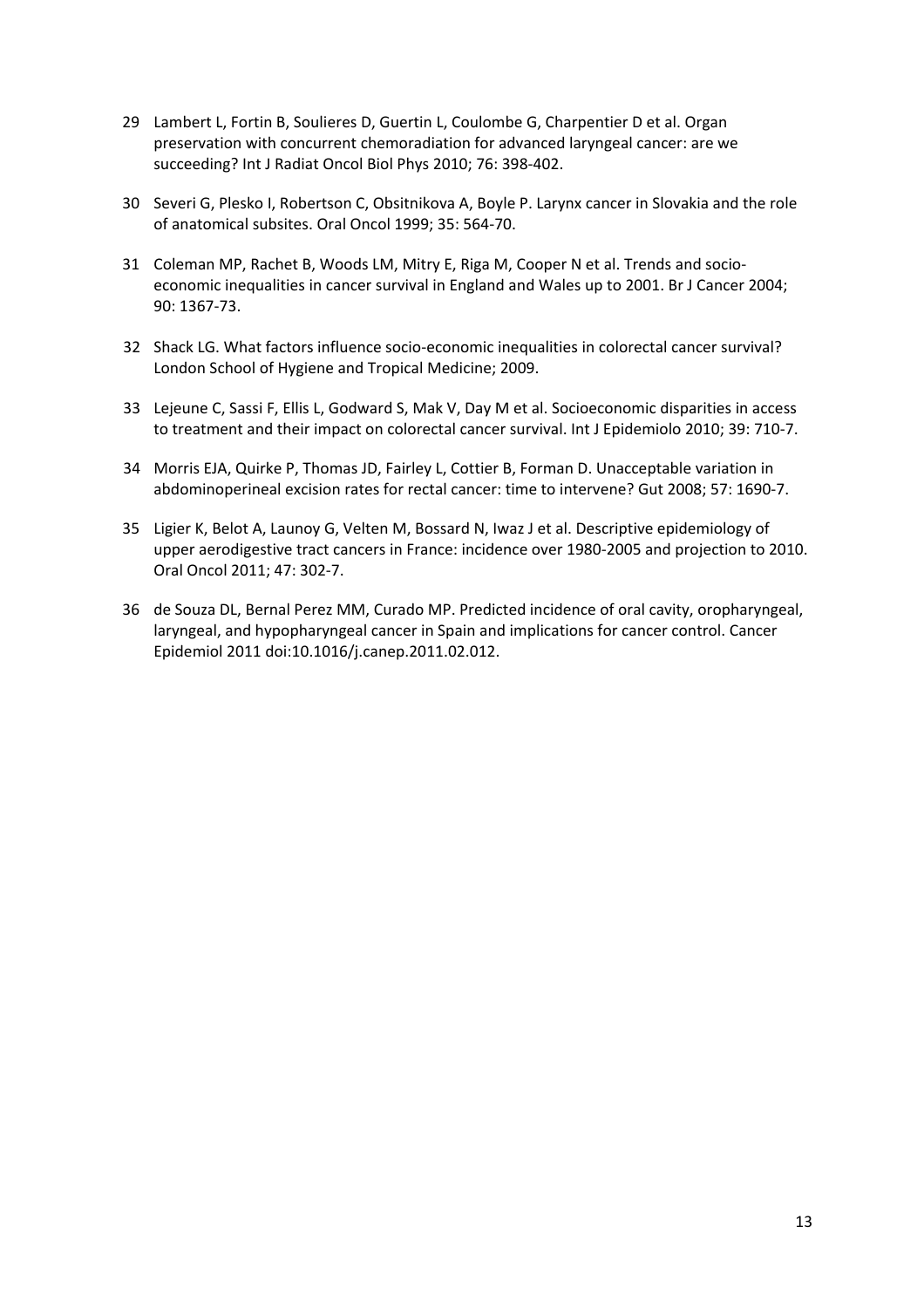29 Lambert L, Fortin B, Soulieres D, Guertin L, Coulombe G, Charpentier D et al. Organ preservation with concurrent chemoradiation for advanced laryngeal cancer: are we succeeding? Int J Radiat Oncol Biol Phys 2010; 76: 398-402.

30 Severi G, Plesko I, Robertson C, Obsitnikova A, Boyle P. Larynx cancer in Slovakia and the role of anatomical subsites. Oral Oncol 1999; 35: 564-70.

31 Coleman MP, Rachet B, Woods LM, Mitry E, Riga M, Cooper N et al. Trends and socio-economic inequalities in cancer survival in England and Wales up to 2001. Br J Cancer 2004; 90: 1367-73.

32 Shack LG. What factors influence socio-economic inequalities in colorectal cancer survival? London School of Hygiene and Tropical Medicine; 2009.

33 Lejeune C, Sassi F, Ellis L, Godward S, Mak V, Day M et al. Socioeconomic disparities in access to treatment and their impact on colorectal cancer survival. Int J Epidemiolo 2010; 39: 710-7.

34 Morris EJA, Quirke P, Thomas JD, Fairley L, Cottier B, Forman D. Unacceptable variation in abdominoperineal excision rates for rectal cancer: time to intervene? Gut 2008; 57: 1690-7.

35 Ligier K, Belot A, Launoy G, Velten M, Bossard N, Iwaz J et al. Descriptive epidemiology of upper aerodigestive tract cancers in France: incidence over 1980-2005 and projection to 2010. Oral Oncol 2011; 47: 302-7.

36 de Souza DL, Bernal Perez MM, Curado MP. Predicted incidence of oral cavity, oropharyngeal, laryngeal, and hypopharyngeal cancer in Spain and implications for cancer control. Cancer Epidemiol 2011 doi:10.1016/j.canep.2011.02.012.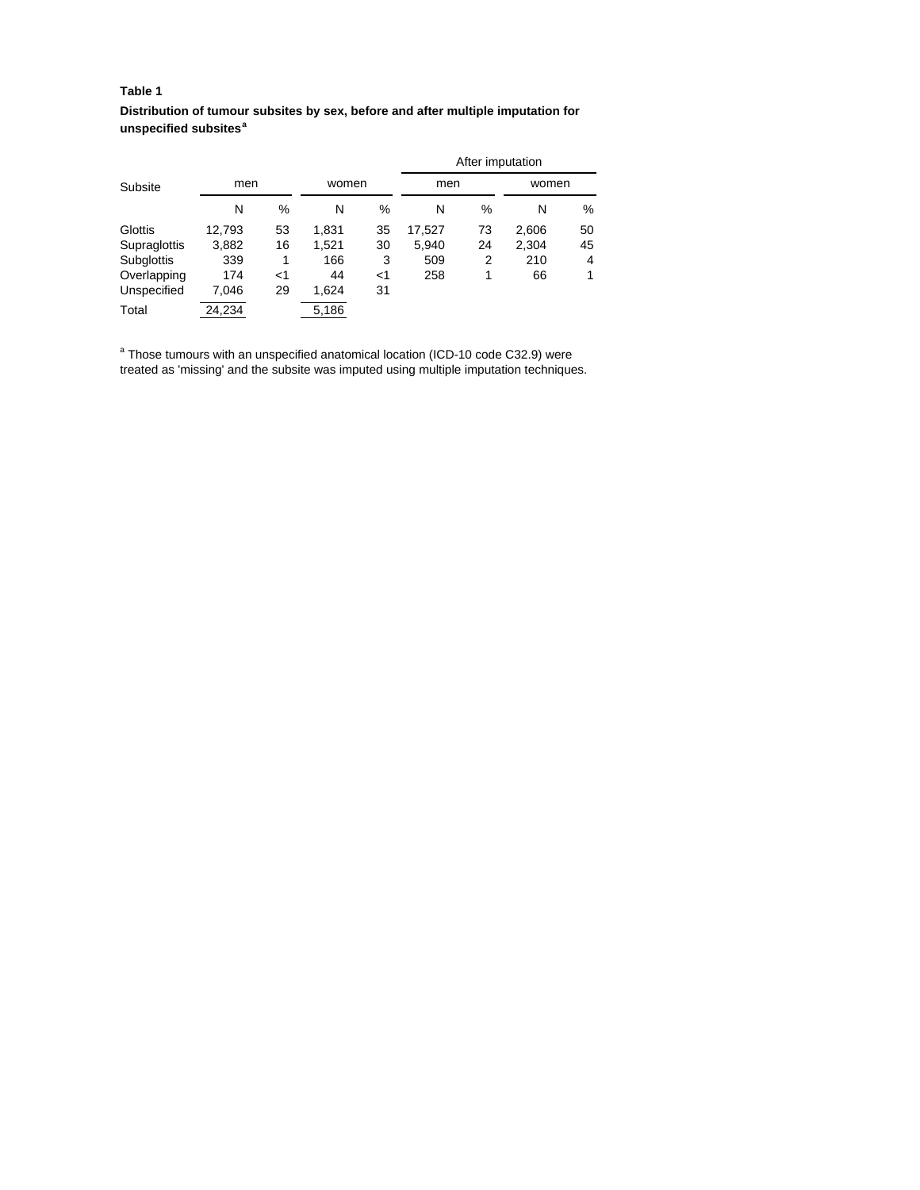**Table 1**

**Distribution of tumour subsites by sex, before and after multiple imputation for unspecified subsites[a]**

| Subsite | men | | women | | After imputation | | | |
|---|---|---|---|---|---|---|---|---|
| | | | | | men | | women | |
| | N | % | N | % | N | % | N | % |
| Glottis | 12,793 | 53 | 1,831 | 35 | 17,527 | 73 | 2,606 | 50 |
| Supraglottis | 3,882 | 16 | 1,521 | 30 | 5,940 | 24 | 2,304 | 45 |
| Subglottis | 339 | 1 | 166 | 3 | 509 | 2 | 210 | 4 |
| Overlapping | 174 | <1 | 44 | <1 | 258 | 1 | 66 | 1 |
| Unspecified | 7,046 | 29 | 1,624 | 31 | | | | |
| Total | 24,234 | | 5,186 | | | | | |

[a] Those tumours with an unspecified anatomical location (ICD-10 code C32.9) were treated as 'missing' and the subsite was imputed using multiple imputation techniques.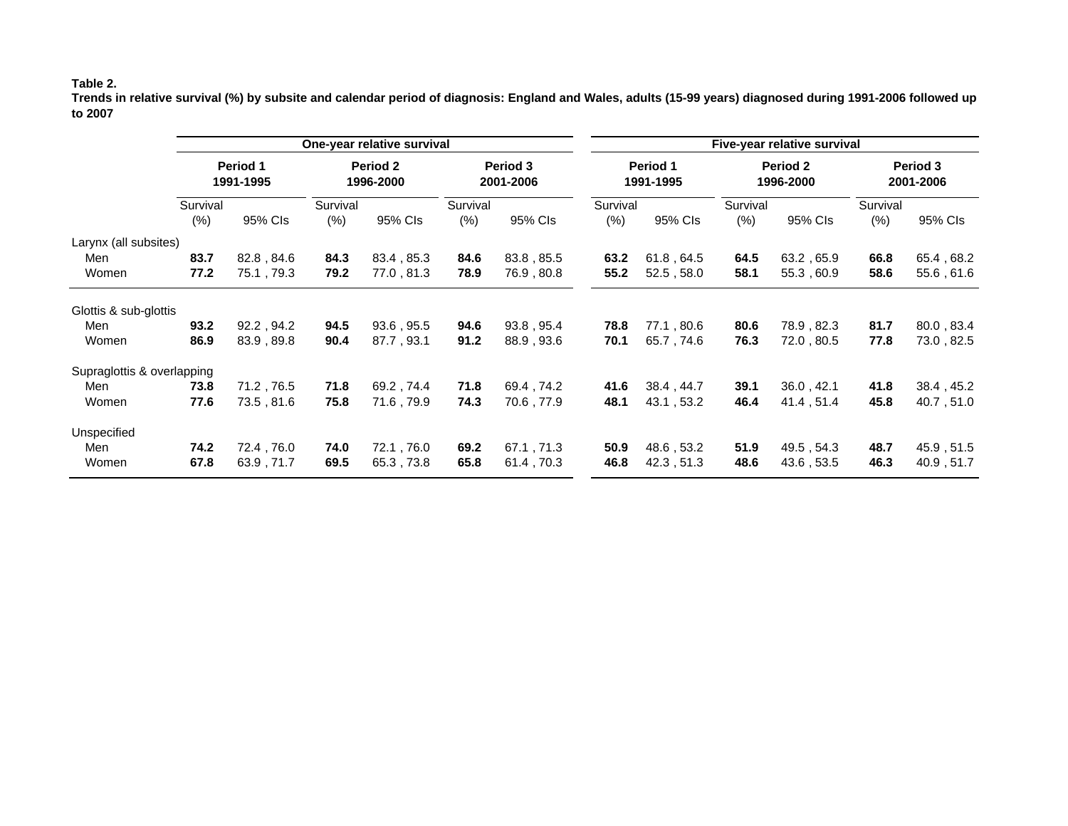**Table 2.**
**Trends in relative survival (%) by subsite and calendar period of diagnosis: England and Wales, adults (15-99 years) diagnosed during 1991-2006 followed up to 2007**

| | **One-year relative survival** | | | | | | **Five-year relative survival** | | | | | |
|---|---|---|---|---|---|---|---|---|---|---|---|---|
| | **Period 1 1991-1995** | | **Period 2 1996-2000** | | **Period 3 2001-2006** | | **Period 1 1991-1995** | | **Period 2 1996-2000** | | **Period 3 2001-2006** | |
| | Survival (%) | 95% CIs | Survival (%) | 95% CIs | Survival (%) | 95% CIs | Survival (%) | 95% CIs | Survival (%) | 95% CIs | Survival (%) | 95% CIs |
| Larynx (all subsites) | | | | | | | | | | | | |
| Men | **83.7** | 82.8 , 84.6 | **84.3** | 83.4 , 85.3 | **84.6** | 83.8 , 85.5 | **63.2** | 61.8 , 64.5 | **64.5** | 63.2 , 65.9 | **66.8** | 65.4 , 68.2 |
| Women | **77.2** | 75.1 , 79.3 | **79.2** | 77.0 , 81.3 | **78.9** | 76.9 , 80.8 | **55.2** | 52.5 , 58.0 | **58.1** | 55.3 , 60.9 | **58.6** | 55.6 , 61.6 |
| Glottis & sub-glottis | | | | | | | | | | | | |
| Men | **93.2** | 92.2 , 94.2 | **94.5** | 93.6 , 95.5 | **94.6** | 93.8 , 95.4 | **78.8** | 77.1 , 80.6 | **80.6** | 78.9 , 82.3 | **81.7** | 80.0 , 83.4 |
| Women | **86.9** | 83.9 , 89.8 | **90.4** | 87.7 , 93.1 | **91.2** | 88.9 , 93.6 | **70.1** | 65.7 , 74.6 | **76.3** | 72.0 , 80.5 | **77.8** | 73.0 , 82.5 |
| Supraglottis & overlapping | | | | | | | | | | | | |
| Men | **73.8** | 71.2 , 76.5 | **71.8** | 69.2 , 74.4 | **71.8** | 69.4 , 74.2 | **41.6** | 38.4 , 44.7 | **39.1** | 36.0 , 42.1 | **41.8** | 38.4 , 45.2 |
| Women | **77.6** | 73.5 , 81.6 | **75.8** | 71.6 , 79.9 | **74.3** | 70.6 , 77.9 | **48.1** | 43.1 , 53.2 | **46.4** | 41.4 , 51.4 | **45.8** | 40.7 , 51.0 |
| Unspecified | | | | | | | | | | | | |
| Men | **74.2** | 72.4 , 76.0 | **74.0** | 72.1 , 76.0 | **69.2** | 67.1 , 71.3 | **50.9** | 48.6 , 53.2 | **51.9** | 49.5 , 54.3 | **48.7** | 45.9 , 51.5 |
| Women | **67.8** | 63.9 , 71.7 | **69.5** | 65.3 , 73.8 | **65.8** | 61.4 , 70.3 | **46.8** | 42.3 , 51.3 | **48.6** | 43.6 , 53.5 | **46.3** | 40.9 , 51.7 |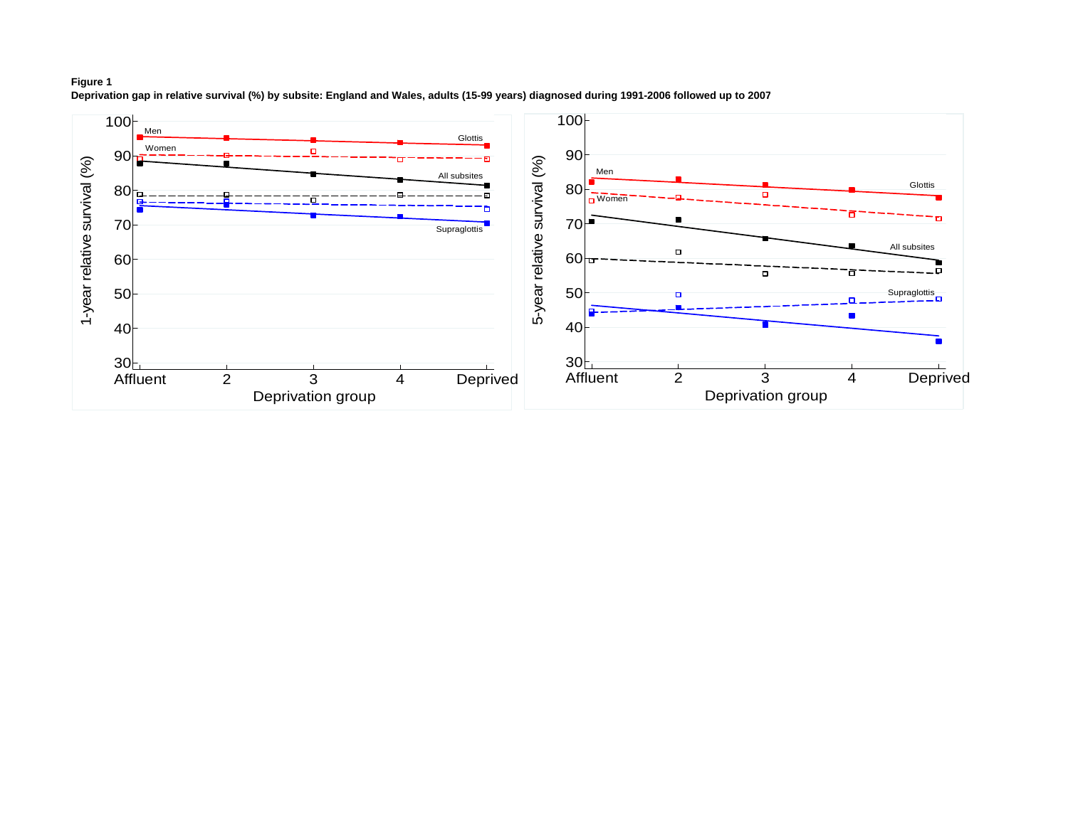**Figure 1**

**Deprivation gap in relative survival (%) by subsite: England and Wales, adults (15-99 years) diagnosed during 1991-2006 followed up to 2007**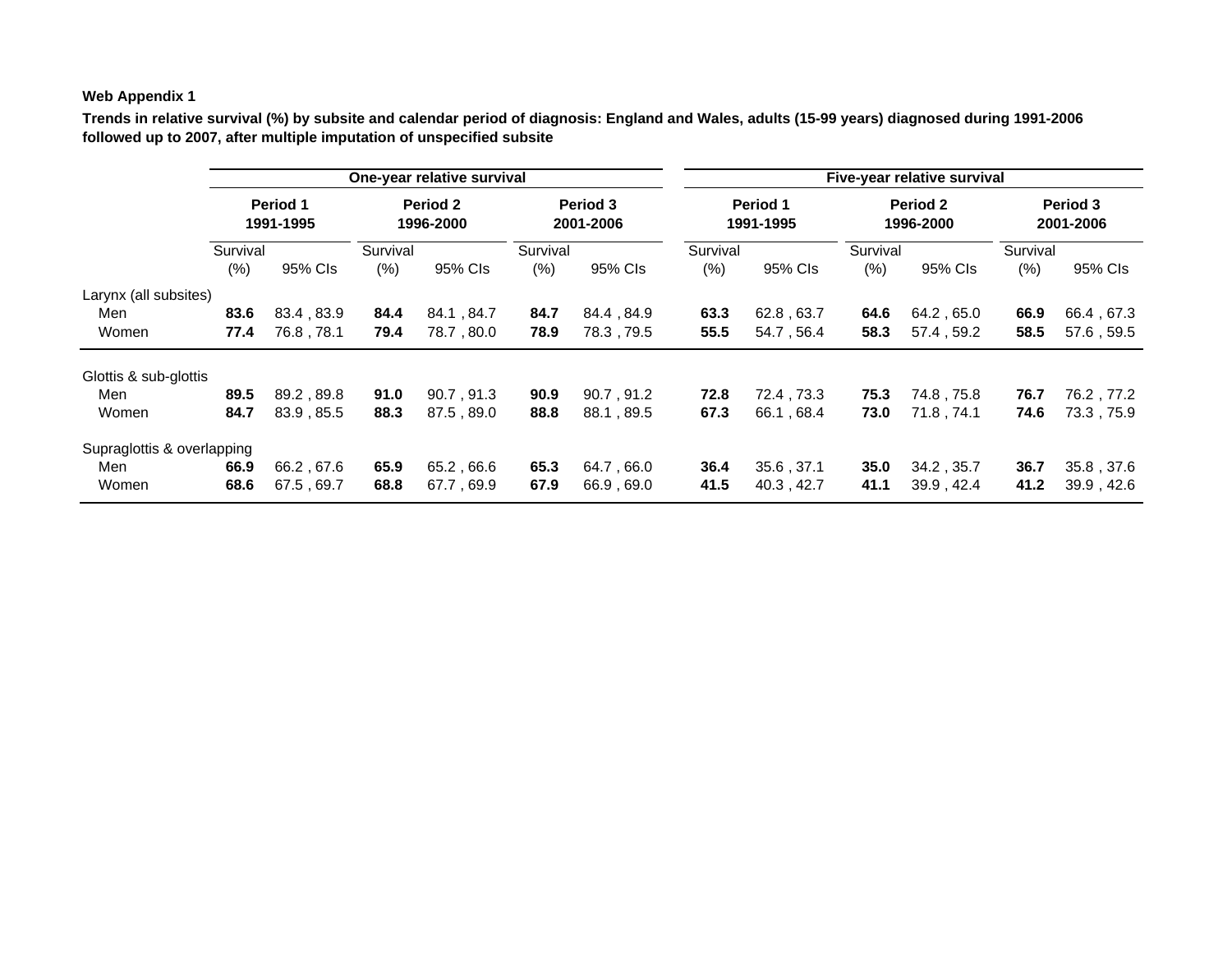**Web Appendix 1**

**Trends in relative survival (%) by subsite and calendar period of diagnosis: England and Wales, adults (15-99 years) diagnosed during 1991-2006 followed up to 2007, after multiple imputation of unspecified subsite**

| | **One-year relative survival** | | | | | | **Five-year relative survival** | | | | | |
|---|---|---|---|---|---|---|---|---|---|---|---|---|
| | **Period 1 1991-1995** | | **Period 2 1996-2000** | | **Period 3 2001-2006** | | **Period 1 1991-1995** | | **Period 2 1996-2000** | | **Period 3 2001-2006** | |
| | Survival (%) | 95% CIs | Survival (%) | 95% CIs | Survival (%) | 95% CIs | Survival (%) | 95% CIs | Survival (%) | 95% CIs | Survival (%) | 95% CIs |
| Larynx (all subsites) | | | | | | | | | | | | |
| Men | **83.6** | 83.4 , 83.9 | **84.4** | 84.1 , 84.7 | **84.7** | 84.4 , 84.9 | **63.3** | 62.8 , 63.7 | **64.6** | 64.2 , 65.0 | **66.9** | 66.4 , 67.3 |
| Women | **77.4** | 76.8 , 78.1 | **79.4** | 78.7 , 80.0 | **78.9** | 78.3 , 79.5 | **55.5** | 54.7 , 56.4 | **58.3** | 57.4 , 59.2 | **58.5** | 57.6 , 59.5 |
| Glottis & sub-glottis | | | | | | | | | | | | |
| Men | **89.5** | 89.2 , 89.8 | **91.0** | 90.7 , 91.3 | **90.9** | 90.7 , 91.2 | **72.8** | 72.4 , 73.3 | **75.3** | 74.8 , 75.8 | **76.7** | 76.2 , 77.2 |
| Women | **84.7** | 83.9 , 85.5 | **88.3** | 87.5 , 89.0 | **88.8** | 88.1 , 89.5 | **67.3** | 66.1 , 68.4 | **73.0** | 71.8 , 74.1 | **74.6** | 73.3 , 75.9 |
| Supraglottis & overlapping | | | | | | | | | | | | |
| Men | **66.9** | 66.2 , 67.6 | **65.9** | 65.2 , 66.6 | **65.3** | 64.7 , 66.0 | **36.4** | 35.6 , 37.1 | **35.0** | 34.2 , 35.7 | **36.7** | 35.8 , 37.6 |
| Women | **68.6** | 67.5 , 69.7 | **68.8** | 67.7 , 69.9 | **67.9** | 66.9 , 69.0 | **41.5** | 40.3 , 42.7 | **41.1** | 39.9 , 42.4 | **41.2** | 39.9 , 42.6 |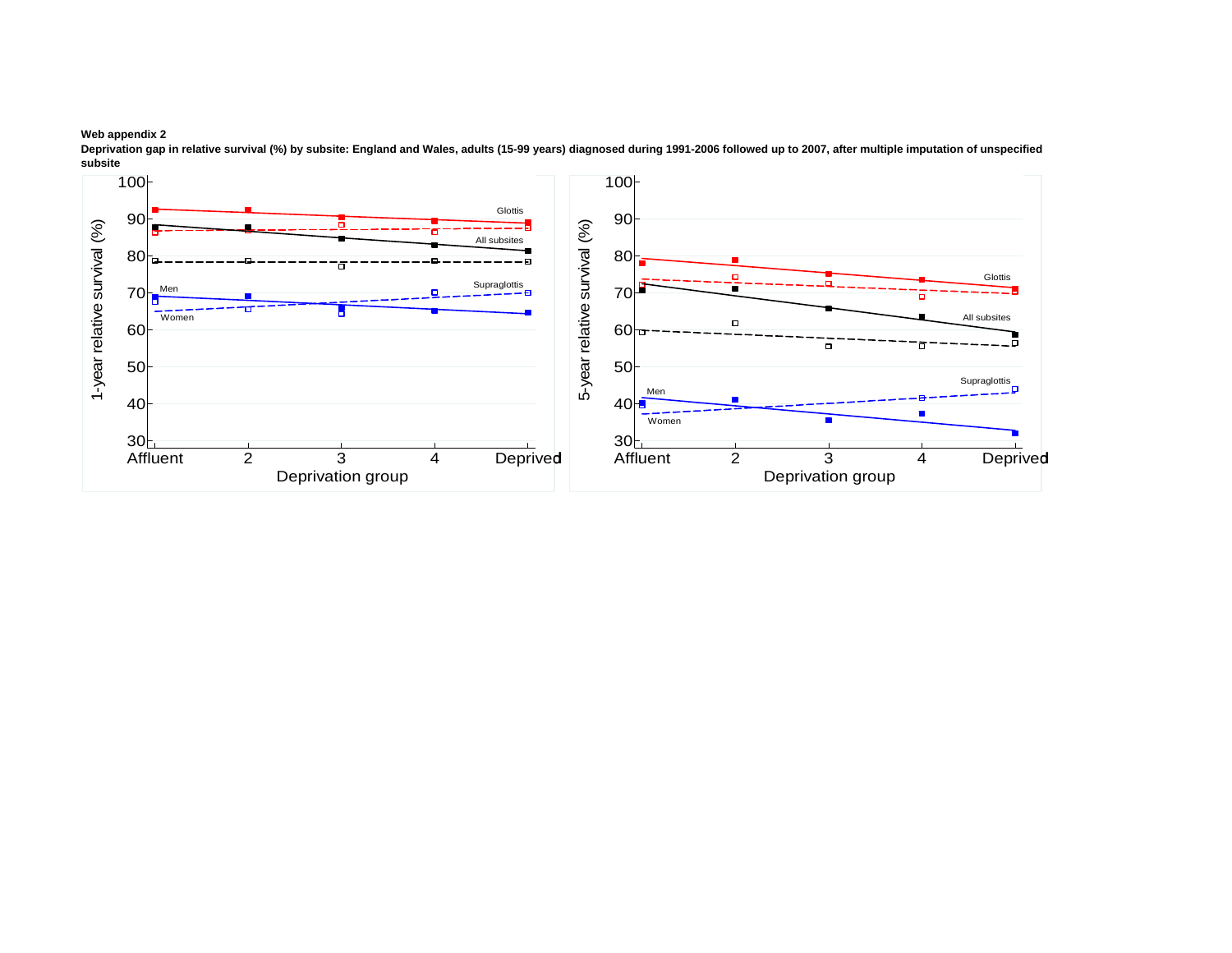**Web appendix 2**

**Deprivation gap in relative survival (%) by subsite: England and Wales, adults (15-99 years) diagnosed during 1991-2006 followed up to 2007, after multiple imputation of unspecified subsite**

1-year relative survival (%)

100
90
80
70
60
50
40
30

Glottis
All subsites
Supraglottis
Men
Women

Affluent 2 3 4 Deprived

Deprivation group

5-year relative survival (%)

100
90
80
70
60
50
40
30

Glottis
All subsites
Supraglottis
Men
Women

Affluent 2 3 4 Deprived

Deprivation group